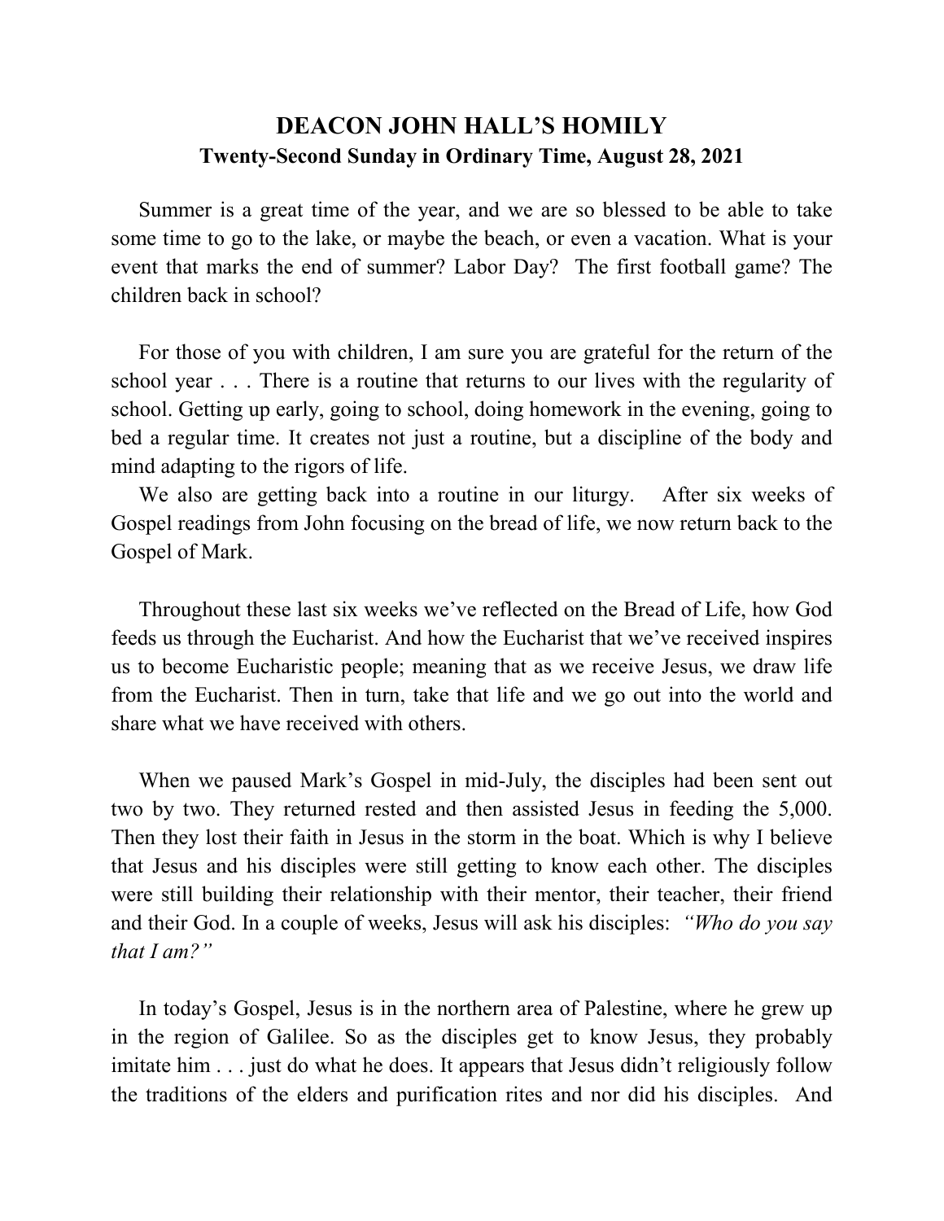# DEACON JOHN HALL'S HOMILY

## Twenty-Second Sunday in Ordinary Time, August 28, 2021

Summer is a great time of the year, and we are so blessed to be able to take some time to go to the lake, or maybe the beach, or even a vacation. What is your event that marks the end of summer? Labor Day? The first football game? The children back in school?

For those of you with children, I am sure you are grateful for the return of the school year . . . There is a routine that returns to our lives with the regularity of school. Getting up early, going to school, doing homework in the evening, going to bed a regular time. It creates not just a routine, but a discipline of the body and mind adapting to the rigors of life.

We also are getting back into a routine in our liturgy. After six weeks of Gospel readings from John focusing on the bread of life, we now return back to the Gospel of Mark.

Throughout these last six weeks we've reflected on the Bread of Life, how God feeds us through the Eucharist. And how the Eucharist that we've received inspires us to become Eucharistic people; meaning that as we receive Jesus, we draw life from the Eucharist. Then in turn, take that life and we go out into the world and share what we have received with others.

When we paused Mark's Gospel in mid-July, the disciples had been sent out two by two. They returned rested and then assisted Jesus in feeding the 5,000. Then they lost their faith in Jesus in the storm in the boat. Which is why I believe that Jesus and his disciples were still getting to know each other. The disciples were still building their relationship with their mentor, their teacher, their friend and their God. In a couple of weeks, Jesus will ask his disciples: *"Who do you say that I am?"*

In today's Gospel, Jesus is in the northern area of Palestine, where he grew up in the region of Galilee. So as the disciples get to know Jesus, they probably imitate him . . . just do what he does. It appears that Jesus didn't religiously follow the traditions of the elders and purification rites and nor did his disciples. And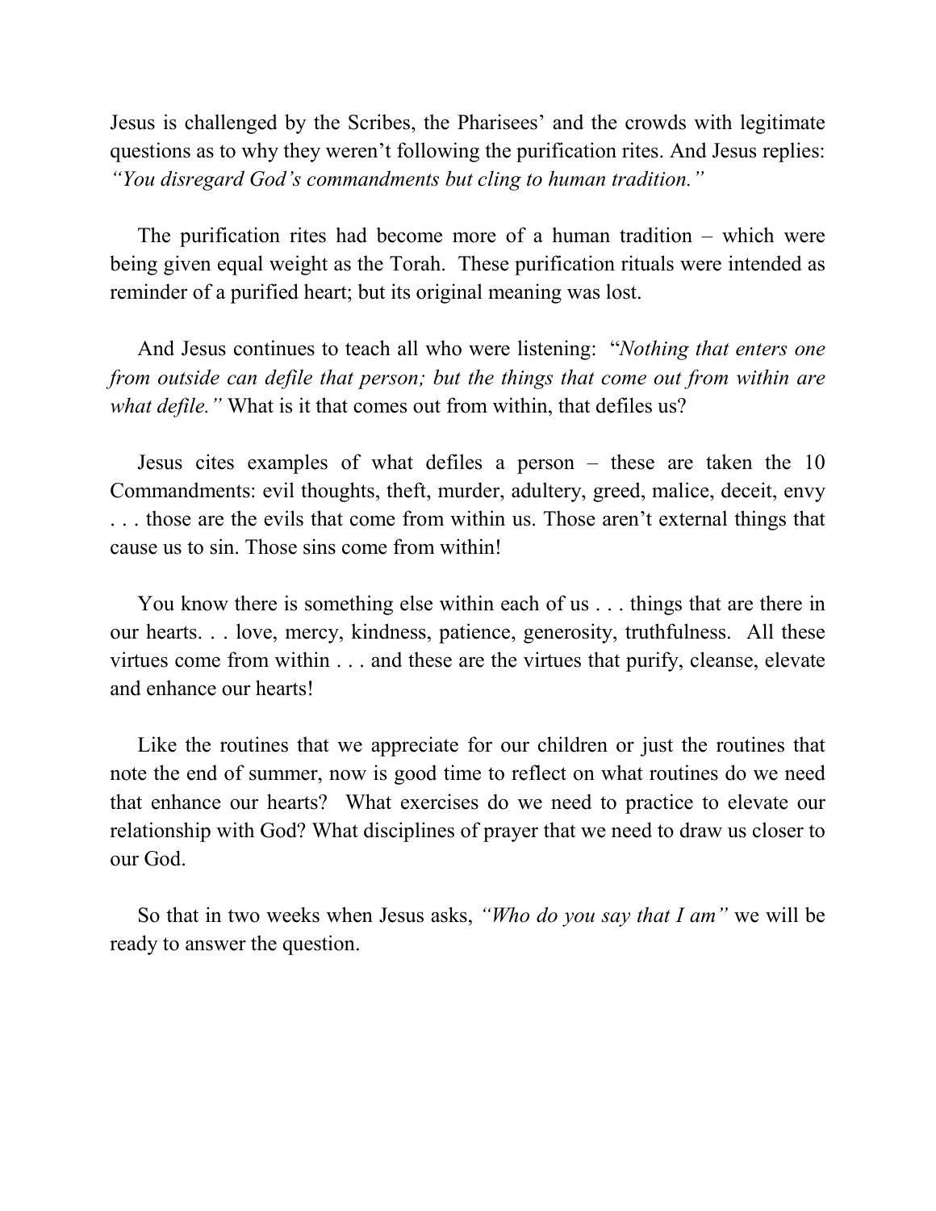Jesus is challenged by the Scribes, the Pharisees' and the crowds with legitimate questions as to why they weren't following the purification rites. And Jesus replies: *"You disregard God's commandments but cling to human tradition."*

The purification rites had become more of a human tradition – which were being given equal weight as the Torah. These purification rituals were intended as reminder of a purified heart; but its original meaning was lost.

And Jesus continues to teach all who were listening: "*Nothing that enters one from outside can defile that person; but the things that come out from within are what defile."* What is it that comes out from within, that defiles us?

Jesus cites examples of what defiles a person – these are taken the 10 Commandments: evil thoughts, theft, murder, adultery, greed, malice, deceit, envy . . . those are the evils that come from within us. Those aren't external things that cause us to sin. Those sins come from within!

You know there is something else within each of us . . . things that are there in our hearts. . . love, mercy, kindness, patience, generosity, truthfulness. All these virtues come from within . . . and these are the virtues that purify, cleanse, elevate and enhance our hearts!

Like the routines that we appreciate for our children or just the routines that note the end of summer, now is good time to reflect on what routines do we need that enhance our hearts? What exercises do we need to practice to elevate our relationship with God? What disciplines of prayer that we need to draw us closer to our God.

So that in two weeks when Jesus asks, *"Who do you say that I am"* we will be ready to answer the question.